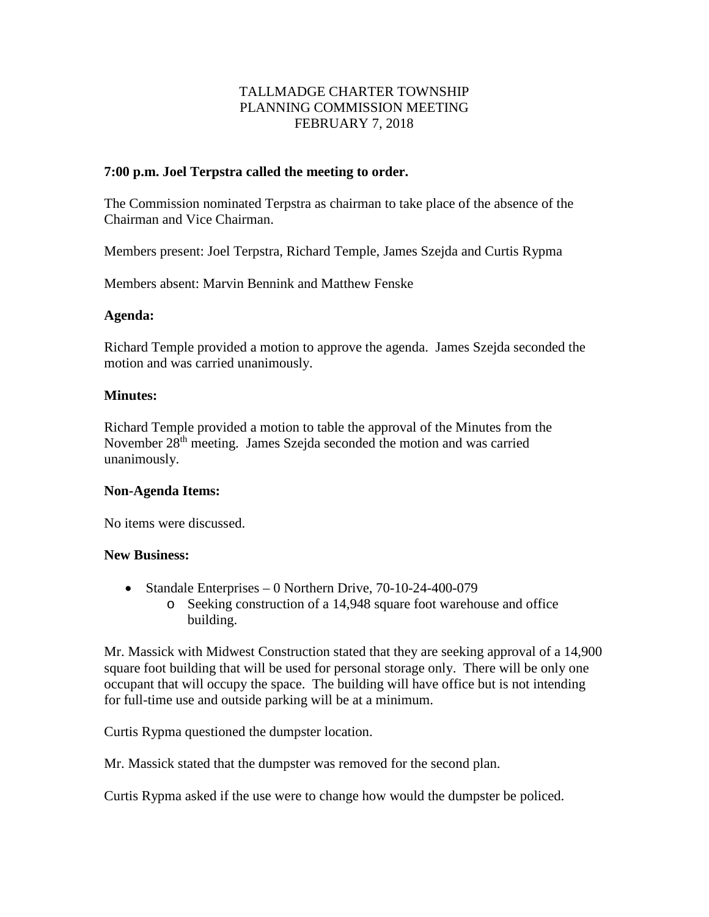# TALLMADGE CHARTER TOWNSHIP
# PLANNING COMMISSION MEETING
# FEBRUARY 7, 2018

**7:00 p.m. Joel Terpstra called the meeting to order.**

The Commission nominated Terpstra as chairman to take place of the absence of the Chairman and Vice Chairman.

Members present: Joel Terpstra, Richard Temple, James Szejda and Curtis Rypma

Members absent: Marvin Bennink and Matthew Fenske

**Agenda:**

Richard Temple provided a motion to approve the agenda. James Szejda seconded the motion and was carried unanimously.

**Minutes:**

Richard Temple provided a motion to table the approval of the Minutes from the November 28th meeting. James Szejda seconded the motion and was carried unanimously.

**Non-Agenda Items:**

No items were discussed.

**New Business:**

- Standale Enterprises – 0 Northern Drive, 70-10-24-400-079
  - Seeking construction of a 14,948 square foot warehouse and office building.

Mr. Massick with Midwest Construction stated that they are seeking approval of a 14,900 square foot building that will be used for personal storage only. There will be only one occupant that will occupy the space. The building will have office but is not intending for full-time use and outside parking will be at a minimum.

Curtis Rypma questioned the dumpster location.

Mr. Massick stated that the dumpster was removed for the second plan.

Curtis Rypma asked if the use were to change how would the dumpster be policed.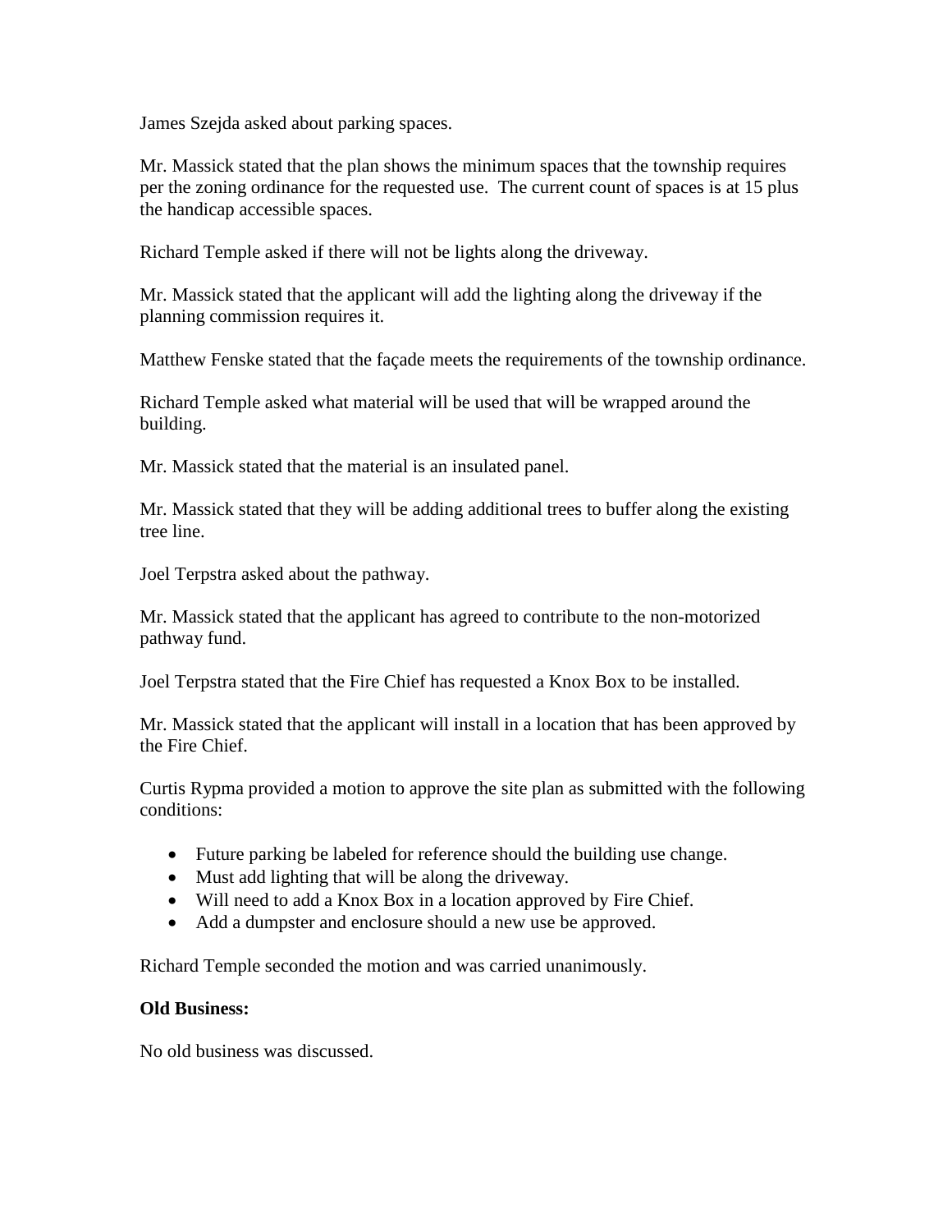James Szejda asked about parking spaces.

Mr. Massick stated that the plan shows the minimum spaces that the township requires per the zoning ordinance for the requested use. The current count of spaces is at 15 plus the handicap accessible spaces.

Richard Temple asked if there will not be lights along the driveway.

Mr. Massick stated that the applicant will add the lighting along the driveway if the planning commission requires it.

Matthew Fenske stated that the façade meets the requirements of the township ordinance.

Richard Temple asked what material will be used that will be wrapped around the building.

Mr. Massick stated that the material is an insulated panel.

Mr. Massick stated that they will be adding additional trees to buffer along the existing tree line.

Joel Terpstra asked about the pathway.

Mr. Massick stated that the applicant has agreed to contribute to the non-motorized pathway fund.

Joel Terpstra stated that the Fire Chief has requested a Knox Box to be installed.

Mr. Massick stated that the applicant will install in a location that has been approved by the Fire Chief.

Curtis Rypma provided a motion to approve the site plan as submitted with the following conditions:

- Future parking be labeled for reference should the building use change.
- Must add lighting that will be along the driveway.
- Will need to add a Knox Box in a location approved by Fire Chief.
- Add a dumpster and enclosure should a new use be approved.

Richard Temple seconded the motion and was carried unanimously.

**Old Business:**

No old business was discussed.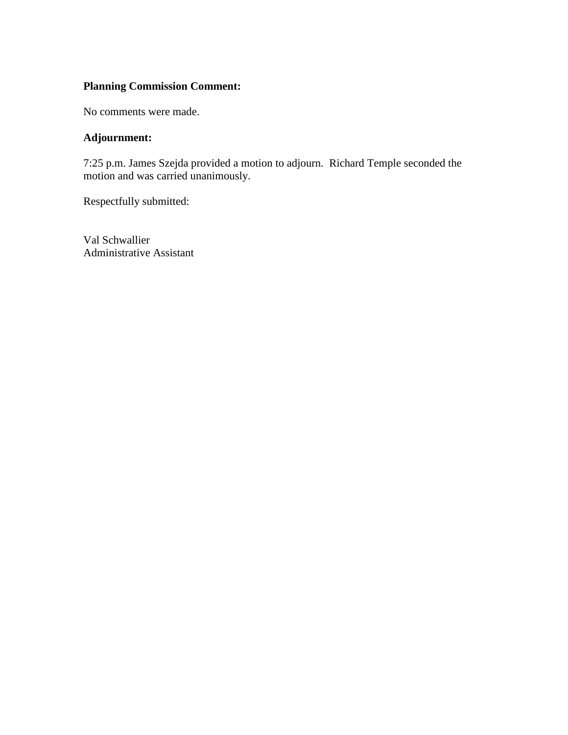**Planning Commission Comment:**

No comments were made.

**Adjournment:**

7:25 p.m. James Szejda provided a motion to adjourn. Richard Temple seconded the motion and was carried unanimously.

Respectfully submitted:

Val Schwallier
Administrative Assistant